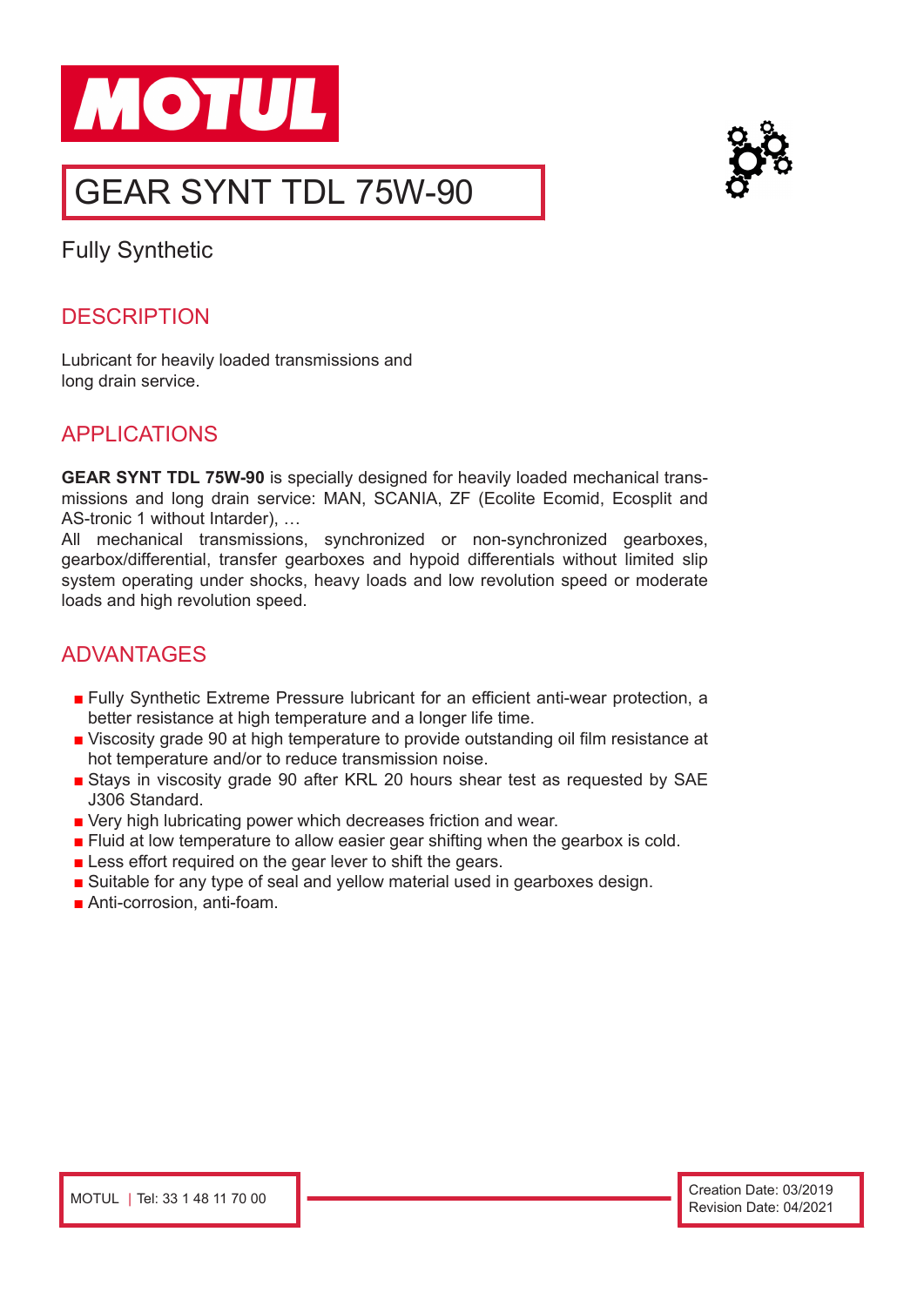# MOTUL

## GEAR SYNT TDL 75W-90

Fully Synthetic

## DESCRIPTION

Lubricant for heavily loaded transmissions and long drain service.

## APPLICATIONS

**GEAR SYNT TDL 75W-90** is specially designed for heavily loaded mechanical transmissions and long drain service: MAN, SCANIA, ZF (Ecolite Ecomid, Ecosplit and AS-tronic 1 without Intarder), …
All mechanical transmissions, synchronized or non-synchronized gearboxes, gearbox/differential, transfer gearboxes and hypoid differentials without limited slip system operating under shocks, heavy loads and low revolution speed or moderate loads and high revolution speed.

## ADVANTAGES

- Fully Synthetic Extreme Pressure lubricant for an efficient anti-wear protection, a better resistance at high temperature and a longer life time.
- Viscosity grade 90 at high temperature to provide outstanding oil film resistance at hot temperature and/or to reduce transmission noise.
- Stays in viscosity grade 90 after KRL 20 hours shear test as requested by SAE J306 Standard.
- Very high lubricating power which decreases friction and wear.
- Fluid at low temperature to allow easier gear shifting when the gearbox is cold.
- Less effort required on the gear lever to shift the gears.
- Suitable for any type of seal and yellow material used in gearboxes design.
- Anti-corrosion, anti-foam.

MOTUL | Tel: 33 1 48 11 70 00

Creation Date: 03/2019
Revision Date: 04/2021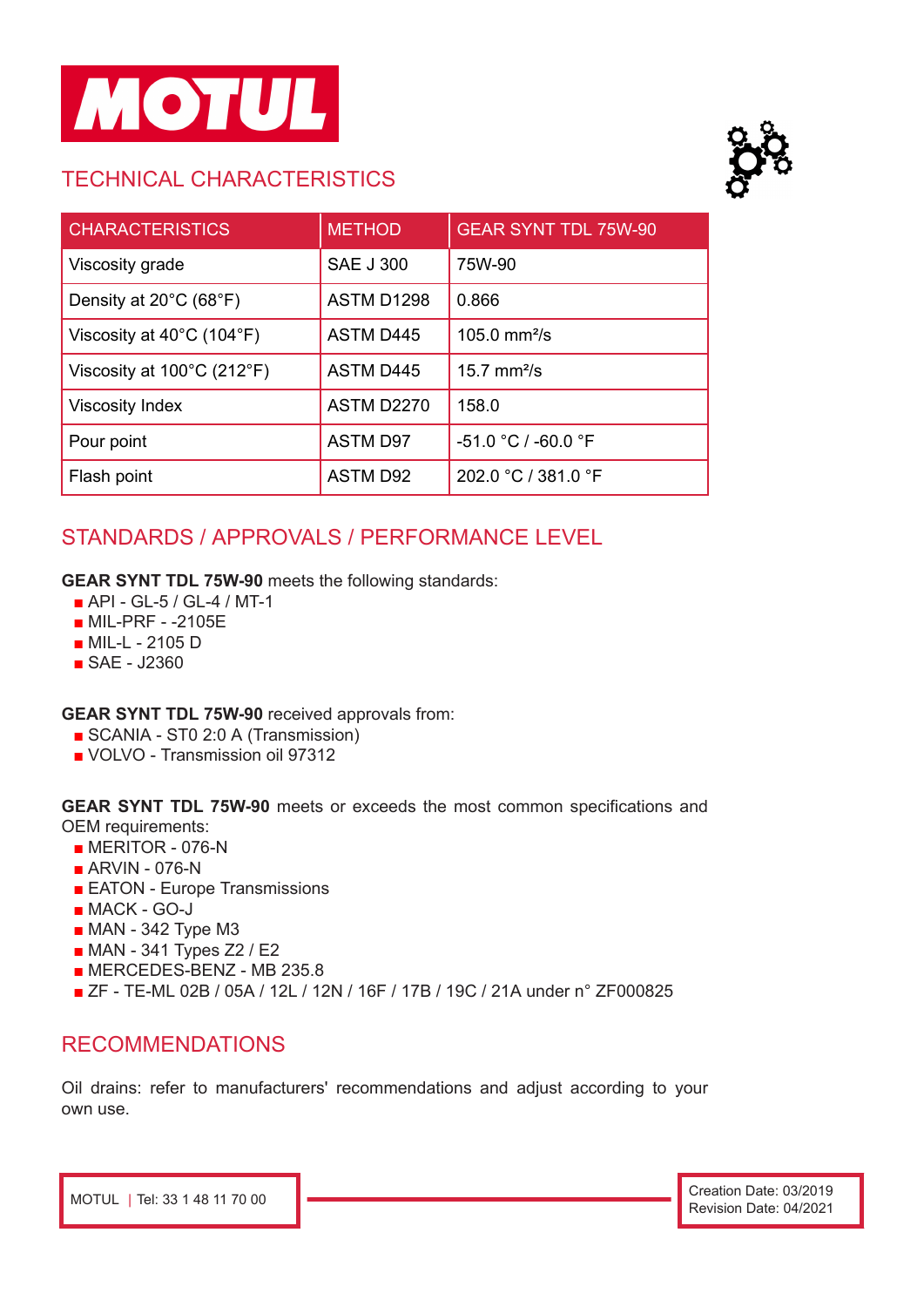# MOTUL

## TECHNICAL CHARACTERISTICS

| CHARACTERISTICS | METHOD | GEAR SYNT TDL 75W-90 |
|---|---|---|
| Viscosity grade | SAE J 300 | 75W-90 |
| Density at 20°C (68°F) | ASTM D1298 | 0.866 |
| Viscosity at 40°C (104°F) | ASTM D445 | 105.0 mm²/s |
| Viscosity at 100°C (212°F) | ASTM D445 | 15.7 mm²/s |
| Viscosity Index | ASTM D2270 | 158.0 |
| Pour point | ASTM D97 | -51.0 °C / -60.0 °F |
| Flash point | ASTM D92 | 202.0 °C / 381.0 °F |

## STANDARDS / APPROVALS / PERFORMANCE LEVEL

**GEAR SYNT TDL 75W-90** meets the following standards:

- API - GL-5 / GL-4 / MT-1
- MIL-PRF - -2105E
- MIL-L - 2105 D
- SAE - J2360

**GEAR SYNT TDL 75W-90** received approvals from:

- SCANIA - STO 2:0 A (Transmission)
- VOLVO - Transmission oil 97312

**GEAR SYNT TDL 75W-90** meets or exceeds the most common specifications and OEM requirements:

- MERITOR - 076-N
- ARVIN - 076-N
- EATON - Europe Transmissions
- MACK - GO-J
- MAN - 342 Type M3
- MAN - 341 Types Z2 / E2
- MERCEDES-BENZ - MB 235.8
- ZF - TE-ML 02B / 05A / 12L / 12N / 16F / 17B / 19C / 21A under n° ZF000825

## RECOMMENDATIONS

Oil drains: refer to manufacturers' recommendations and adjust according to your own use.

MOTUL | Tel: 33 1 48 11 70 00

Creation Date: 03/2019
Revision Date: 04/2021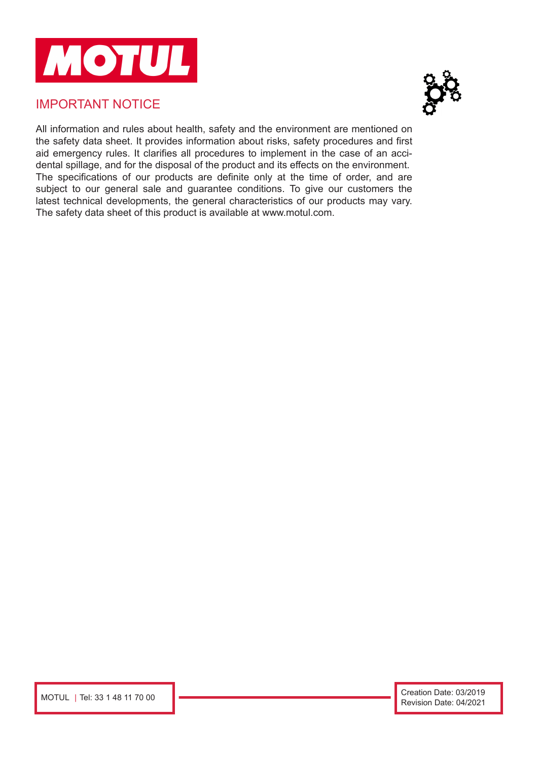## IMPORTANT NOTICE

All information and rules about health, safety and the environment are mentioned on the safety data sheet. It provides information about risks, safety procedures and first aid emergency rules. It clarifies all procedures to implement in the case of an accidental spillage, and for the disposal of the product and its effects on the environment.
The specifications of our products are definite only at the time of order, and are subject to our general sale and guarantee conditions. To give our customers the latest technical developments, the general characteristics of our products may vary.
The safety data sheet of this product is available at www.motul.com.